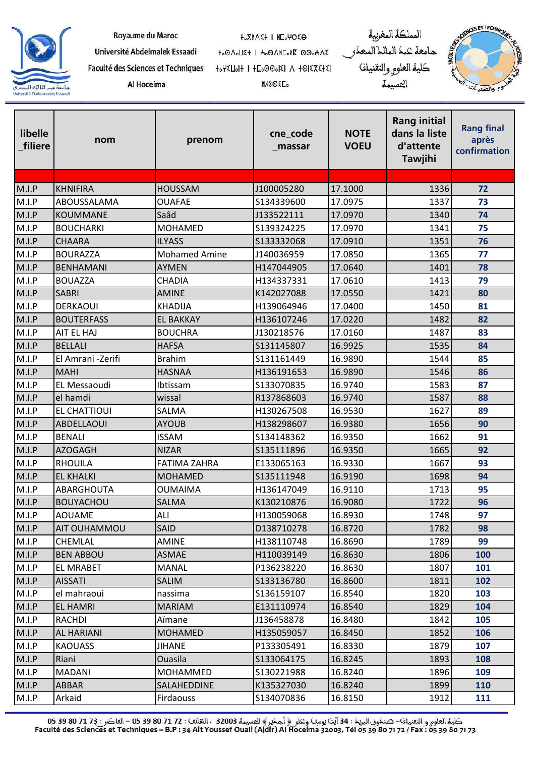Royaume du Maroc
Université Abdelmalek Essaadi
Faculté des Sciences et Techniques
Al Hoceima

ⵜⴰⴳⵍⴷⵉⵜ ⵏ ⵍⵎⵖⵔⵉⴱ
ⵜⴰⵙⴷⴰⵡⵉⵜ ⵏ ⵄⴱⴷⵍⵎⴰⵍⴽ ⴰⵙⵙⵄⴷⵉ
ⵜⴰⵙⵖⵓⵏⵜ ⵏ ⵜⵎⴰⵙⵙⴰⵏⵉⵏ ⴷ ⵜⵉⵜⵉⴽⵏⵉⵢⵉⵏ
ⵍⵃⵓⵙⵉⵎⴰ

المملكة المغربية
جامعة عبد المالك السعدي
كلية العلوم والتقنيات
الحسيمة

| libelle_filiere | nom | prenom | cne_code_massar | NOTE VOEU | Rang initial dans la liste d'attente Tawjihi | Rang final après confirmation |
|---|---|---|---|---|---|---|
| | | | | | | |
| M.I.P | KHNIFIRA | HOUSSAM | J100005280 | 17.1000 | 1336 | 72 |
| M.I.P | ABOUSSALAMA | OUAFAE | S134339600 | 17.0975 | 1337 | 73 |
| M.I.P | KOUMMANE | Saâd | J133522111 | 17.0970 | 1340 | 74 |
| M.I.P | BOUCHARKI | MOHAMED | S139324225 | 17.0970 | 1341 | 75 |
| M.I.P | CHAARA | ILYASS | S133332068 | 17.0910 | 1351 | 76 |
| M.I.P | BOURAZZA | Mohamed Amine | J140036959 | 17.0850 | 1365 | 77 |
| M.I.P | BENHAMANI | AYMEN | H147044905 | 17.0640 | 1401 | 78 |
| M.I.P | BOUAZZA | CHADIA | H134337331 | 17.0610 | 1413 | 79 |
| M.I.P | SABRI | AMINE | K142027088 | 17.0550 | 1421 | 80 |
| M.I.P | DERKAOUI | KHADIJA | H139064946 | 17.0400 | 1450 | 81 |
| M.I.P | BOUTERFASS | EL BAKKAY | H136107246 | 17.0220 | 1482 | 82 |
| M.I.P | AIT EL HAJ | BOUCHRA | J130218576 | 17.0160 | 1487 | 83 |
| M.I.P | BELLALI | HAFSA | S131145807 | 16.9925 | 1535 | 84 |
| M.I.P | El Amrani -Zerifi | Brahim | S131161449 | 16.9890 | 1544 | 85 |
| M.I.P | MAHI | HASNAA | H136191653 | 16.9890 | 1546 | 86 |
| M.I.P | EL Messaoudi | Ibtissam | S133070835 | 16.9740 | 1583 | 87 |
| M.I.P | el hamdi | wissal | R137868603 | 16.9740 | 1587 | 88 |
| M.I.P | EL CHATTIOUI | SALMA | H130267508 | 16.9530 | 1627 | 89 |
| M.I.P | ABDELLAOUI | AYOUB | H138298607 | 16.9380 | 1656 | 90 |
| M.I.P | BENALI | ISSAM | S134148362 | 16.9350 | 1662 | 91 |
| M.I.P | AZOGAGH | NIZAR | S135111896 | 16.9350 | 1665 | 92 |
| M.I.P | RHOUILA | FATIMA ZAHRA | E133065163 | 16.9330 | 1667 | 93 |
| M.I.P | EL KHALKI | MOHAMED | S135111948 | 16.9190 | 1698 | 94 |
| M.I.P | ABARGHOUTA | OUMAIMA | H136147049 | 16.9110 | 1713 | 95 |
| M.I.P | BOUYACHOU | SALMA | K130210876 | 16.9080 | 1722 | 96 |
| M.I.P | AOUAME | ALI | H130059068 | 16.8930 | 1748 | 97 |
| M.I.P | AIT OUHAMMOU | SAID | D138710278 | 16.8720 | 1782 | 98 |
| M.I.P | CHEMLAL | AMINE | H138110748 | 16.8690 | 1789 | 99 |
| M.I.P | BEN ABBOU | ASMAE | H110039149 | 16.8630 | 1806 | 100 |
| M.I.P | EL MRABET | MANAL | P136238220 | 16.8630 | 1807 | 101 |
| M.I.P | AISSATI | SALIM | S133136780 | 16.8600 | 1811 | 102 |
| M.I.P | el mahraoui | nassima | S136159107 | 16.8540 | 1820 | 103 |
| M.I.P | EL HAMRI | MARIAM | E131110974 | 16.8540 | 1829 | 104 |
| M.I.P | RACHDI | Aïmane | J136458878 | 16.8480 | 1842 | 105 |
| M.I.P | AL HARIANI | MOHAMED | H135059057 | 16.8450 | 1852 | 106 |
| M.I.P | KAOUASS | JIHANE | P133305491 | 16.8330 | 1879 | 107 |
| M.I.P | Riani | Ouasila | S133064175 | 16.8245 | 1893 | 108 |
| M.I.P | MADANI | MOHAMMED | S130221988 | 16.8240 | 1896 | 109 |
| M.I.P | ABBAR | SALAHEDDINE | K135327030 | 16.8240 | 1899 | 110 |
| M.I.P | Arkaid | Firdaouss | S134070836 | 16.8150 | 1912 | 111 |

كلية العلوم والتقنيات– صندوق البريد : 34 آيت يوسف وعلي ﴿ أجدير ﴾ الحسيمة 32003 ، الهاتف : 72 71 80 39 05 – الفاكس : 73 71 80 39 05
Faculté des Sciences et Techniques – B.P : 34 Ait Youssef Ouali (Ajdir) Al Hoceima 32003, Tél 05 39 80 71 72 / Fax : 05 39 80 71 73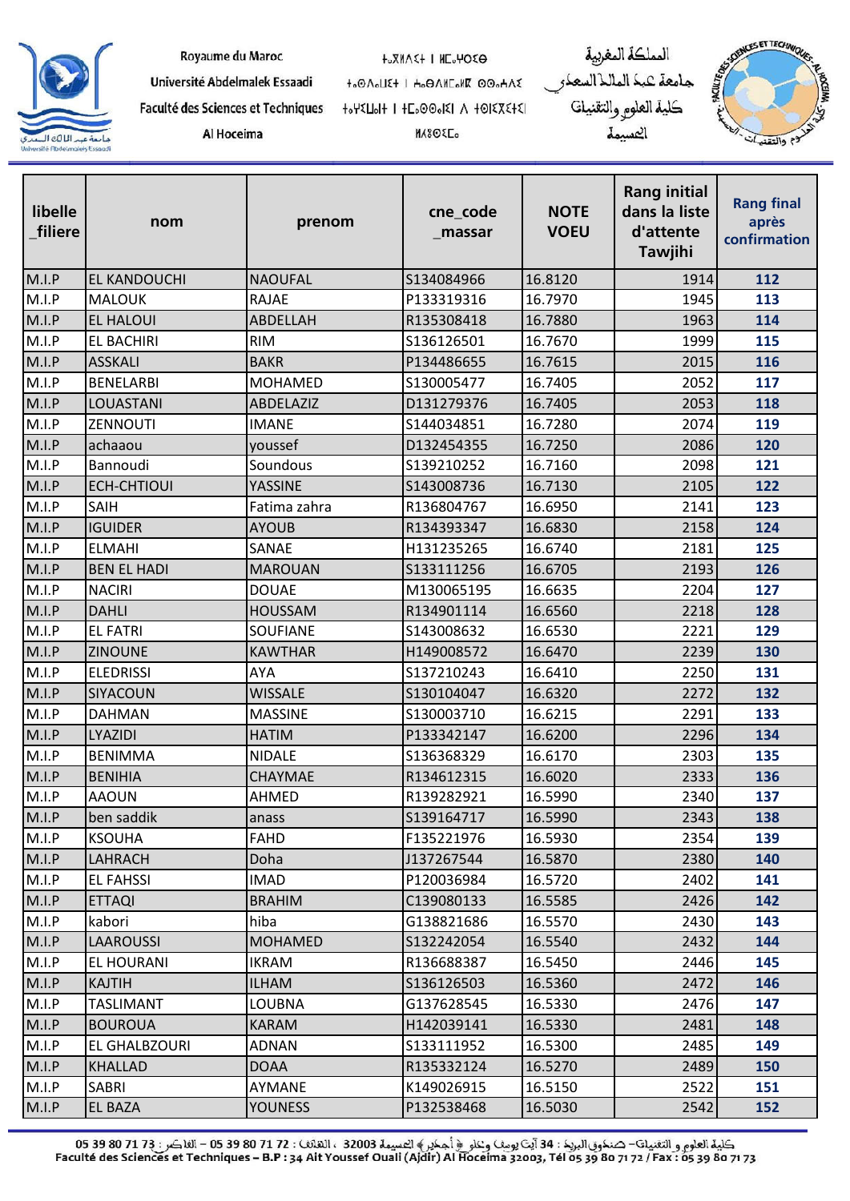| libelle _filiere | nom | prenom | cne_code _massar | NOTE VOEU | Rang initial dans la liste d'attente Tawjihi | Rang final après confirmation |
|---|---|---|---|---|---|---|
| M.I.P | EL KANDOUCHI | NAOUFAL | S134084966 | 16.8120 | 1914 | 112 |
| M.I.P | MALOUK | RAJAE | P133319316 | 16.7970 | 1945 | 113 |
| M.I.P | EL HALOUI | ABDELLAH | R135308418 | 16.7880 | 1963 | 114 |
| M.I.P | EL BACHIRI | RIM | S136126501 | 16.7670 | 1999 | 115 |
| M.I.P | ASSKALI | BAKR | P134486655 | 16.7615 | 2015 | 116 |
| M.I.P | BENELARBI | MOHAMED | S130005477 | 16.7405 | 2052 | 117 |
| M.I.P | LOUASTANI | ABDELAZIZ | D131279376 | 16.7405 | 2053 | 118 |
| M.I.P | ZENNOUTI | IMANE | S144034851 | 16.7280 | 2074 | 119 |
| M.I.P | achaaou | youssef | D132454355 | 16.7250 | 2086 | 120 |
| M.I.P | Bannoudi | Soundous | S139210252 | 16.7160 | 2098 | 121 |
| M.I.P | ECH-CHTIOUI | YASSINE | S143008736 | 16.7130 | 2105 | 122 |
| M.I.P | SAIH | Fatima zahra | R136804767 | 16.6950 | 2141 | 123 |
| M.I.P | IGUIDER | AYOUB | R134393347 | 16.6830 | 2158 | 124 |
| M.I.P | ELMAHI | SANAE | H131235265 | 16.6740 | 2181 | 125 |
| M.I.P | BEN EL HADI | MAROUAN | S133111256 | 16.6705 | 2193 | 126 |
| M.I.P | NACIRI | DOUAE | M130065195 | 16.6635 | 2204 | 127 |
| M.I.P | DAHLI | HOUSSAM | R134901114 | 16.6560 | 2218 | 128 |
| M.I.P | EL FATRI | SOUFIANE | S143008632 | 16.6530 | 2221 | 129 |
| M.I.P | ZINOUNE | KAWTHAR | H149008572 | 16.6470 | 2239 | 130 |
| M.I.P | ELEDRISSI | AYA | S137210243 | 16.6410 | 2250 | 131 |
| M.I.P | SIYACOUN | WISSALE | S130104047 | 16.6320 | 2272 | 132 |
| M.I.P | DAHMAN | MASSINE | S130003710 | 16.6215 | 2291 | 133 |
| M.I.P | LYAZIDI | HATIM | P133342147 | 16.6200 | 2296 | 134 |
| M.I.P | BENIMMA | NIDALE | S136368329 | 16.6170 | 2303 | 135 |
| M.I.P | BENIHIA | CHAYMAE | R134612315 | 16.6020 | 2333 | 136 |
| M.I.P | AAOUN | AHMED | R139282921 | 16.5990 | 2340 | 137 |
| M.I.P | ben saddik | anass | S139164717 | 16.5990 | 2343 | 138 |
| M.I.P | KSOUHA | FAHD | F135221976 | 16.5930 | 2354 | 139 |
| M.I.P | LAHRACH | Doha | J137267544 | 16.5870 | 2380 | 140 |
| M.I.P | EL FAHSSI | IMAD | P120036984 | 16.5720 | 2402 | 141 |
| M.I.P | ETTAQI | BRAHIM | C139080133 | 16.5585 | 2426 | 142 |
| M.I.P | kabori | hiba | G138821686 | 16.5570 | 2430 | 143 |
| M.I.P | LAAROUSSI | MOHAMED | S132242054 | 16.5540 | 2432 | 144 |
| M.I.P | EL HOURANI | IKRAM | R136688387 | 16.5450 | 2446 | 145 |
| M.I.P | KAJTIH | ILHAM | S136126503 | 16.5360 | 2472 | 146 |
| M.I.P | TASLIMANT | LOUBNA | G137628545 | 16.5330 | 2476 | 147 |
| M.I.P | BOUROUA | KARAM | H142039141 | 16.5330 | 2481 | 148 |
| M.I.P | EL GHALBZOURI | ADNAN | S133111952 | 16.5300 | 2485 | 149 |
| M.I.P | KHALLAD | DOAA | R135332124 | 16.5270 | 2489 | 150 |
| M.I.P | SABRI | AYMANE | K149026915 | 16.5150 | 2522 | 151 |
| M.I.P | EL BAZA | YOUNESS | P132538468 | 16.5030 | 2542 | 152 |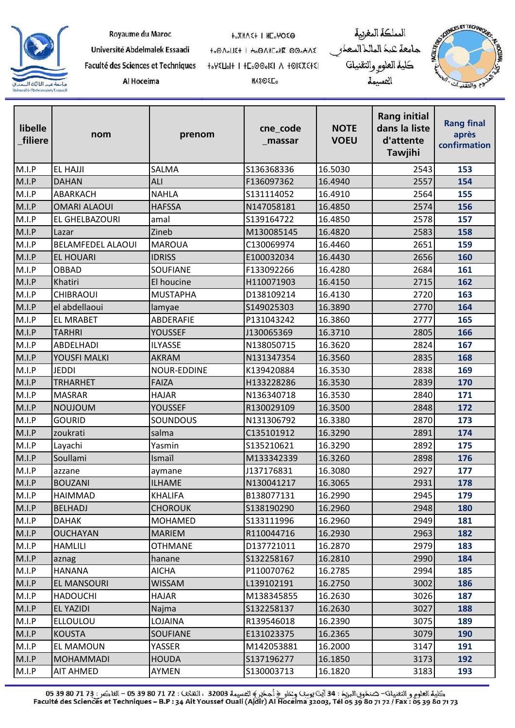| libelle _filiere | nom | prenom | cne_code _massar | NOTE VOEU | Rang initial dans la liste d'attente Tawjihi | Rang final après confirmation |
|---|---|---|---|---|---|---|
| M.I.P | EL HAJJI | SALMA | S136368336 | 16.5030 | 2543 | 153 |
| M.I.P | DAHAN | ALI | F136097362 | 16.4940 | 2557 | 154 |
| M.I.P | ABARKACH | NAHLA | S131114052 | 16.4910 | 2564 | 155 |
| M.I.P | OMARI ALAOUI | HAFSSA | N147058181 | 16.4850 | 2574 | 156 |
| M.I.P | EL GHELBAZOURI | amal | S139164722 | 16.4850 | 2578 | 157 |
| M.I.P | Lazar | Zineb | M130085145 | 16.4820 | 2583 | 158 |
| M.I.P | BELAMFEDEL ALAOUI | MAROUA | C130069974 | 16.4460 | 2651 | 159 |
| M.I.P | EL HOUARI | IDRISS | E100032034 | 16.4430 | 2656 | 160 |
| M.I.P | OBBAD | SOUFIANE | F133092266 | 16.4280 | 2684 | 161 |
| M.I.P | Khatiri | El houcine | H110071903 | 16.4150 | 2715 | 162 |
| M.I.P | CHIBRAOUI | MUSTAPHA | D138109214 | 16.4130 | 2720 | 163 |
| M.I.P | el abdellaoui | lamyae | S149025303 | 16.3890 | 2770 | 164 |
| M.I.P | EL MRABET | ABDERAFIE | P131043242 | 16.3860 | 2777 | 165 |
| M.I.P | TARHRI | YOUSSEF | J130065369 | 16.3710 | 2805 | 166 |
| M.I.P | ABDELHADI | ILYASSE | N138050715 | 16.3620 | 2824 | 167 |
| M.I.P | YOUSFI MALKI | AKRAM | N131347354 | 16.3560 | 2835 | 168 |
| M.I.P | JEDDI | NOUR-EDDINE | K139420884 | 16.3530 | 2838 | 169 |
| M.I.P | TRHARHET | FAIZA | H133228286 | 16.3530 | 2839 | 170 |
| M.I.P | MASRAR | HAJAR | N136340718 | 16.3530 | 2840 | 171 |
| M.I.P | NOUJOUM | YOUSSEF | R130029109 | 16.3500 | 2848 | 172 |
| M.I.P | GOURID | SOUNDOUS | N131306792 | 16.3380 | 2870 | 173 |
| M.I.P | zoukrati | salma | C135101912 | 16.3290 | 2891 | 174 |
| M.I.P | Layachi | Yasmin | S135210621 | 16.3290 | 2892 | 175 |
| M.I.P | Soullami | Ismaïl | M133342339 | 16.3260 | 2898 | 176 |
| M.I.P | azzane | aymane | J137176831 | 16.3080 | 2927 | 177 |
| M.I.P | BOUZANI | ILHAME | N130041217 | 16.3065 | 2931 | 178 |
| M.I.P | HAIMMAD | KHALIFA | B138077131 | 16.2990 | 2945 | 179 |
| M.I.P | BELHADJ | CHOROUK | S138190290 | 16.2960 | 2948 | 180 |
| M.I.P | DAHAK | MOHAMED | S133111996 | 16.2960 | 2949 | 181 |
| M.I.P | OUCHAYAN | MARIEM | R110044716 | 16.2930 | 2963 | 182 |
| M.I.P | HAMLILI | OTHMANE | D137721011 | 16.2870 | 2979 | 183 |
| M.I.P | aznag | hanane | S132258167 | 16.2810 | 2990 | 184 |
| M.I.P | HANANA | AICHA | P110070762 | 16.2785 | 2994 | 185 |
| M.I.P | EL MANSOURI | WISSAM | L139102191 | 16.2750 | 3002 | 186 |
| M.I.P | HADOUCHI | HAJAR | M138345855 | 16.2630 | 3026 | 187 |
| M.I.P | EL YAZIDI | Najma | S132258137 | 16.2630 | 3027 | 188 |
| M.I.P | ELLOULOU | LOJAINA | R139546018 | 16.2390 | 3075 | 189 |
| M.I.P | KOUSTA | SOUFIANE | E131023375 | 16.2365 | 3079 | 190 |
| M.I.P | EL MAMOUN | YASSER | M142053881 | 16.2000 | 3147 | 191 |
| M.I.P | MOHAMMADI | HOUDA | S137196277 | 16.1850 | 3173 | 192 |
| M.I.P | AIT AHMED | AYMEN | S130003713 | 16.1820 | 3183 | 193 |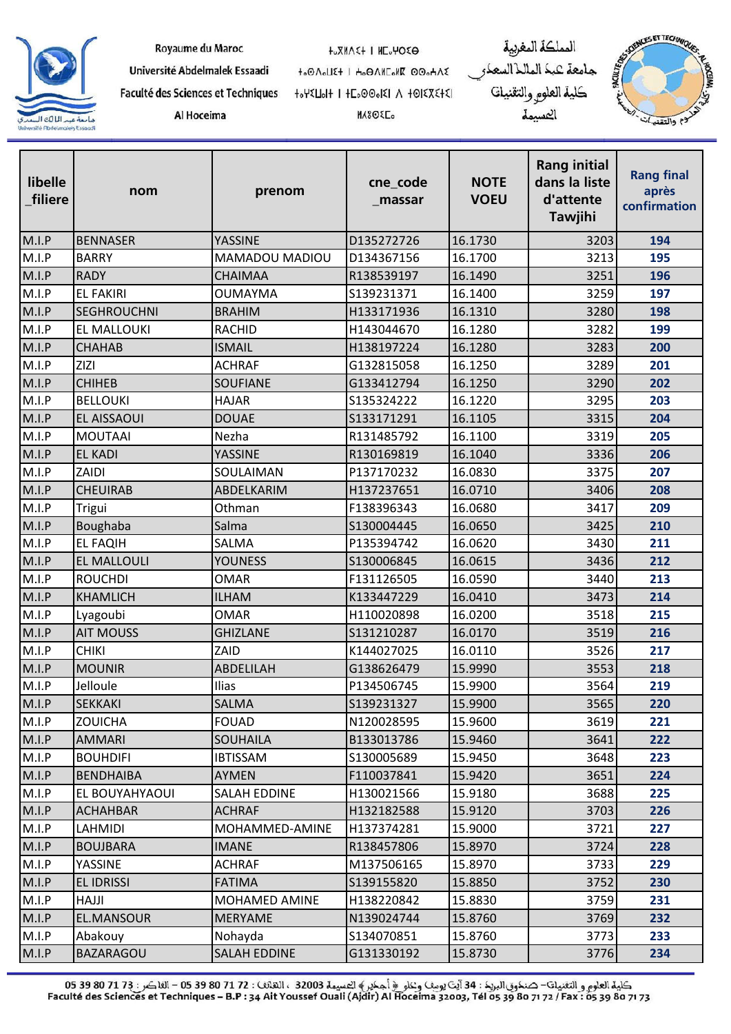| libelle _filiere | nom | prenom | cne_code _massar | NOTE VOEU | Rang initial dans la liste d'attente Tawjihi | Rang final après confirmation |
|---|---|---|---|---|---|---|
| M.I.P | BENNASER | YASSINE | D135272726 | 16.1730 | 3203 | 194 |
| M.I.P | BARRY | MAMADOU MADIOU | D134367156 | 16.1700 | 3213 | 195 |
| M.I.P | RADY | CHAIMAA | R138539197 | 16.1490 | 3251 | 196 |
| M.I.P | EL FAKIRI | OUMAYMA | S139231371 | 16.1400 | 3259 | 197 |
| M.I.P | SEGHROUCHNI | BRAHIM | H133171936 | 16.1310 | 3280 | 198 |
| M.I.P | EL MALLOUKI | RACHID | H143044670 | 16.1280 | 3282 | 199 |
| M.I.P | CHAHAB | ISMAIL | H138197224 | 16.1280 | 3283 | 200 |
| M.I.P | ZIZI | ACHRAF | G132815058 | 16.1250 | 3289 | 201 |
| M.I.P | CHIHEB | SOUFIANE | G133412794 | 16.1250 | 3290 | 202 |
| M.I.P | BELLOUKI | HAJAR | S135324222 | 16.1220 | 3295 | 203 |
| M.I.P | EL AISSAOUI | DOUAE | S133171291 | 16.1105 | 3315 | 204 |
| M.I.P | MOUTAAI | Nezha | R131485792 | 16.1100 | 3319 | 205 |
| M.I.P | EL KADI | YASSINE | R130169819 | 16.1040 | 3336 | 206 |
| M.I.P | ZAIDI | SOULAIMAN | P137170232 | 16.0830 | 3375 | 207 |
| M.I.P | CHEUIRAB | ABDELKARIM | H137237651 | 16.0710 | 3406 | 208 |
| M.I.P | Trigui | Othman | F138396343 | 16.0680 | 3417 | 209 |
| M.I.P | Boughaba | Salma | S130004445 | 16.0650 | 3425 | 210 |
| M.I.P | EL FAQIH | SALMA | P135394742 | 16.0620 | 3430 | 211 |
| M.I.P | EL MALLOULI | YOUNESS | S130006845 | 16.0615 | 3436 | 212 |
| M.I.P | ROUCHDI | OMAR | F131126505 | 16.0590 | 3440 | 213 |
| M.I.P | KHAMLICH | ILHAM | K133447229 | 16.0410 | 3473 | 214 |
| M.I.P | Lyagoubi | OMAR | H110020898 | 16.0200 | 3518 | 215 |
| M.I.P | AIT MOUSS | GHIZLANE | S131210287 | 16.0170 | 3519 | 216 |
| M.I.P | CHIKI | ZAID | K144027025 | 16.0110 | 3526 | 217 |
| M.I.P | MOUNIR | ABDELILAH | G138626479 | 15.9990 | 3553 | 218 |
| M.I.P | Jelloule | Ilias | P134506745 | 15.9900 | 3564 | 219 |
| M.I.P | SEKKAKI | SALMA | S139231327 | 15.9900 | 3565 | 220 |
| M.I.P | ZOUICHA | FOUAD | N120028595 | 15.9600 | 3619 | 221 |
| M.I.P | AMMARI | SOUHAILA | B133013786 | 15.9460 | 3641 | 222 |
| M.I.P | BOUHDIFI | IBTISSAM | S130005689 | 15.9450 | 3648 | 223 |
| M.I.P | BENDHAIBA | AYMEN | F110037841 | 15.9420 | 3651 | 224 |
| M.I.P | EL BOUYAHYAOUI | SALAH EDDINE | H130021566 | 15.9180 | 3688 | 225 |
| M.I.P | ACHAHBAR | ACHRAF | H132182588 | 15.9120 | 3703 | 226 |
| M.I.P | LAHMIDI | MOHAMMED-AMINE | H137374281 | 15.9000 | 3721 | 227 |
| M.I.P | BOUJBARA | IMANE | R138457806 | 15.8970 | 3724 | 228 |
| M.I.P | YASSINE | ACHRAF | M137506165 | 15.8970 | 3733 | 229 |
| M.I.P | EL IDRISSI | FATIMA | S139155820 | 15.8850 | 3752 | 230 |
| M.I.P | HAJJI | MOHAMED AMINE | H138220842 | 15.8830 | 3759 | 231 |
| M.I.P | EL.MANSOUR | MERYAME | N139024744 | 15.8760 | 3769 | 232 |
| M.I.P | Abakouy | Nohayda | S134070851 | 15.8760 | 3773 | 233 |
| M.I.P | BAZARAGOU | SALAH EDDINE | G131330192 | 15.8730 | 3776 | 234 |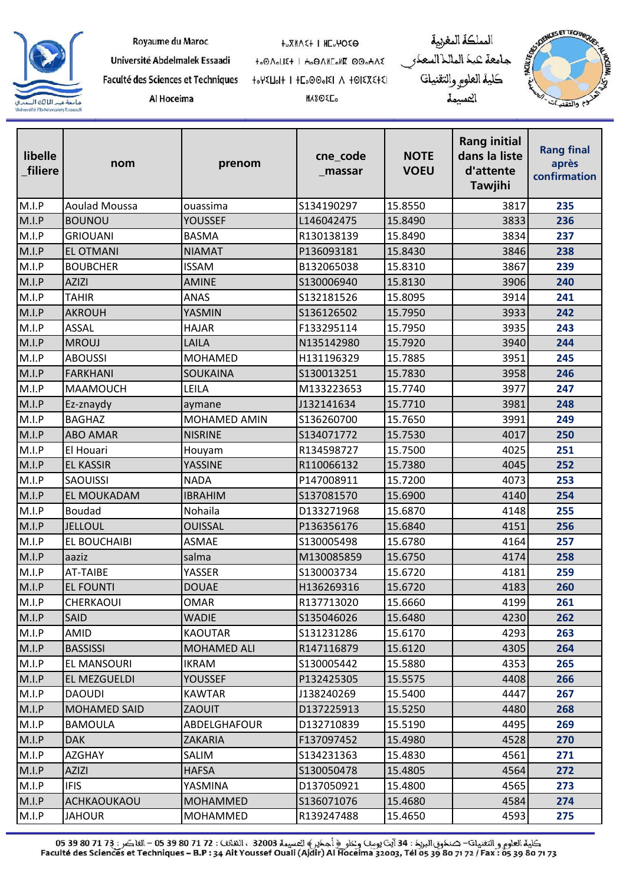| libelle _filiere | nom | prenom | cne_code _massar | NOTE VOEU | Rang initial dans la liste d'attente Tawjihi | Rang final après confirmation |
|---|---|---|---|---|---|---|
| M.I.P | Aoulad Moussa | ouassima | S134190297 | 15.8550 | 3817 | 235 |
| M.I.P | BOUNOU | YOUSSEF | L146042475 | 15.8490 | 3833 | 236 |
| M.I.P | GRIOUANI | BASMA | R130138139 | 15.8490 | 3834 | 237 |
| M.I.P | EL OTMANI | NIAMAT | P136093181 | 15.8430 | 3846 | 238 |
| M.I.P | BOUBCHER | ISSAM | B132065038 | 15.8310 | 3867 | 239 |
| M.I.P | AZIZI | AMINE | S130006940 | 15.8130 | 3906 | 240 |
| M.I.P | TAHIR | ANAS | S132181526 | 15.8095 | 3914 | 241 |
| M.I.P | AKROUH | YASMIN | S136126502 | 15.7950 | 3933 | 242 |
| M.I.P | ASSAL | HAJAR | F133295114 | 15.7950 | 3935 | 243 |
| M.I.P | MROUJ | LAILA | N135142980 | 15.7920 | 3940 | 244 |
| M.I.P | ABOUSSI | MOHAMED | H131196329 | 15.7885 | 3951 | 245 |
| M.I.P | FARKHANI | SOUKAINA | S130013251 | 15.7830 | 3958 | 246 |
| M.I.P | MAAMOUCH | LEILA | M133223653 | 15.7740 | 3977 | 247 |
| M.I.P | Ez-znaydy | aymane | J132141634 | 15.7710 | 3981 | 248 |
| M.I.P | BAGHAZ | MOHAMED AMIN | S136260700 | 15.7650 | 3991 | 249 |
| M.I.P | ABO AMAR | NISRINE | S134071772 | 15.7530 | 4017 | 250 |
| M.I.P | El Houari | Houyam | R134598727 | 15.7500 | 4025 | 251 |
| M.I.P | EL KASSIR | YASSINE | R110066132 | 15.7380 | 4045 | 252 |
| M.I.P | SAOUISSI | NADA | P147008911 | 15.7200 | 4073 | 253 |
| M.I.P | EL MOUKADAM | IBRAHIM | S137081570 | 15.6900 | 4140 | 254 |
| M.I.P | Boudad | Nohaila | D133271968 | 15.6870 | 4148 | 255 |
| M.I.P | JELLOUL | OUISSAL | P136356176 | 15.6840 | 4151 | 256 |
| M.I.P | EL BOUCHAIBI | ASMAE | S130005498 | 15.6780 | 4164 | 257 |
| M.I.P | aaziz | salma | M130085859 | 15.6750 | 4174 | 258 |
| M.I.P | AT-TAIBE | YASSER | S130003734 | 15.6720 | 4181 | 259 |
| M.I.P | EL FOUNTI | DOUAE | H136269316 | 15.6720 | 4183 | 260 |
| M.I.P | CHERKAOUI | OMAR | R137713020 | 15.6660 | 4199 | 261 |
| M.I.P | SAID | WADIE | S135046026 | 15.6480 | 4230 | 262 |
| M.I.P | AMID | KAOUTAR | S131231286 | 15.6170 | 4293 | 263 |
| M.I.P | BASSISSI | MOHAMED ALI | R147116879 | 15.6120 | 4305 | 264 |
| M.I.P | EL MANSOURI | IKRAM | S130005442 | 15.5880 | 4353 | 265 |
| M.I.P | EL MEZGUELDI | YOUSSEF | P132425305 | 15.5575 | 4408 | 266 |
| M.I.P | DAOUDI | KAWTAR | J138240269 | 15.5400 | 4447 | 267 |
| M.I.P | MOHAMED SAID | ZAOUIT | D137225913 | 15.5250 | 4480 | 268 |
| M.I.P | BAMOULA | ABDELGHAFOUR | D132710839 | 15.5190 | 4495 | 269 |
| M.I.P | DAK | ZAKARIA | F137097452 | 15.4980 | 4528 | 270 |
| M.I.P | AZGHAY | SALIM | S134231363 | 15.4830 | 4561 | 271 |
| M.I.P | AZIZI | HAFSA | S130050478 | 15.4805 | 4564 | 272 |
| M.I.P | IFIS | YASMINA | D137050921 | 15.4800 | 4565 | 273 |
| M.I.P | ACHKAOUKAOU | MOHAMMED | S136071076 | 15.4680 | 4584 | 274 |
| M.I.P | JAHOUR | MOHAMMED | R139247488 | 15.4650 | 4593 | 275 |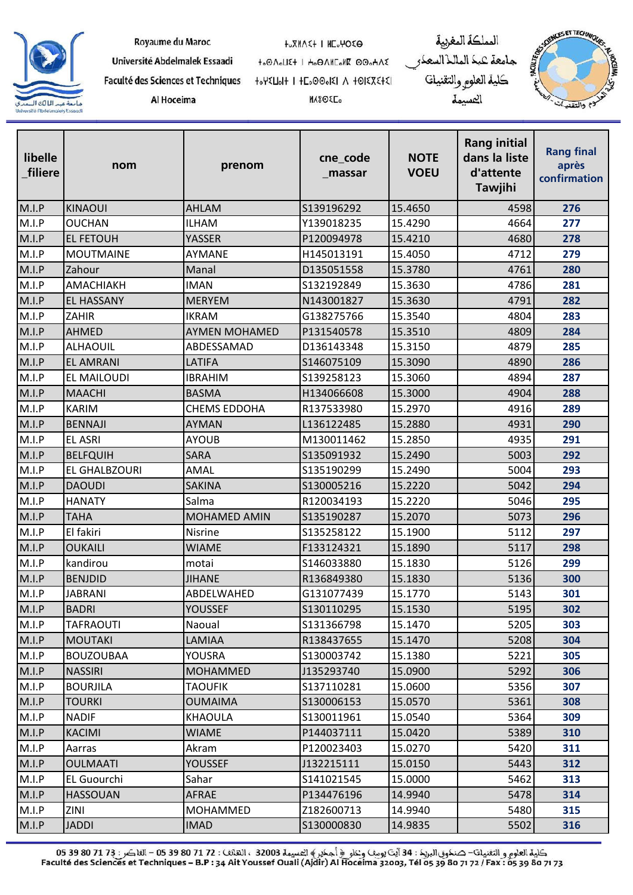| libelle _filiere | nom | prenom | cne_code _massar | NOTE VOEU | Rang initial dans la liste d'attente Tawjihi | Rang final après confirmation |
|---|---|---|---|---|---|---|
| M.I.P | KINAOUI | AHLAM | S139196292 | 15.4650 | 4598 | 276 |
| M.I.P | OUCHAN | ILHAM | Y139018235 | 15.4290 | 4664 | 277 |
| M.I.P | EL FETOUH | YASSER | P120094978 | 15.4210 | 4680 | 278 |
| M.I.P | MOUTMAINE | AYMANE | H145013191 | 15.4050 | 4712 | 279 |
| M.I.P | Zahour | Manal | D135051558 | 15.3780 | 4761 | 280 |
| M.I.P | AMACHIAKH | IMAN | S132192849 | 15.3630 | 4786 | 281 |
| M.I.P | EL HASSANY | MERYEM | N143001827 | 15.3630 | 4791 | 282 |
| M.I.P | ZAHIR | IKRAM | G138275766 | 15.3540 | 4804 | 283 |
| M.I.P | AHMED | AYMEN MOHAMED | P131540578 | 15.3510 | 4809 | 284 |
| M.I.P | ALHAOUIL | ABDESSAMAD | D136143348 | 15.3150 | 4879 | 285 |
| M.I.P | EL AMRANI | LATIFA | S146075109 | 15.3090 | 4890 | 286 |
| M.I.P | EL MAILOUDI | IBRAHIM | S139258123 | 15.3060 | 4894 | 287 |
| M.I.P | MAACHI | BASMA | H134066608 | 15.3000 | 4904 | 288 |
| M.I.P | KARIM | CHEMS EDDOHA | R137533980 | 15.2970 | 4916 | 289 |
| M.I.P | BENNAJI | AYMAN | L136122485 | 15.2880 | 4931 | 290 |
| M.I.P | EL ASRI | AYOUB | M130011462 | 15.2850 | 4935 | 291 |
| M.I.P | BELFQUIH | SARA | S135091932 | 15.2490 | 5003 | 292 |
| M.I.P | EL GHALBZOURI | AMAL | S135190299 | 15.2490 | 5004 | 293 |
| M.I.P | DAOUDI | SAKINA | S130005216 | 15.2220 | 5042 | 294 |
| M.I.P | HANATY | Salma | R120034193 | 15.2220 | 5046 | 295 |
| M.I.P | TAHA | MOHAMED AMIN | S135190287 | 15.2070 | 5073 | 296 |
| M.I.P | El fakiri | Nisrine | S135258122 | 15.1900 | 5112 | 297 |
| M.I.P | OUKAILI | WIAME | F133124321 | 15.1890 | 5117 | 298 |
| M.I.P | kandirou | motai | S146033880 | 15.1830 | 5126 | 299 |
| M.I.P | BENJDID | JIHANE | R136849380 | 15.1830 | 5136 | 300 |
| M.I.P | JABRANI | ABDELWAHED | G131077439 | 15.1770 | 5143 | 301 |
| M.I.P | BADRI | YOUSSEF | S130110295 | 15.1530 | 5195 | 302 |
| M.I.P | TAFRAOUTI | Naoual | S131366798 | 15.1470 | 5205 | 303 |
| M.I.P | MOUTAKI | LAMIAA | R138437655 | 15.1470 | 5208 | 304 |
| M.I.P | BOUZOUBAA | YOUSRA | S130003742 | 15.1380 | 5221 | 305 |
| M.I.P | NASSIRI | MOHAMMED | J135293740 | 15.0900 | 5292 | 306 |
| M.I.P | BOURJILA | TAOUFIK | S137110281 | 15.0600 | 5356 | 307 |
| M.I.P | TOURKI | OUMAIMA | S130006153 | 15.0570 | 5361 | 308 |
| M.I.P | NADIF | KHAOULA | S130011961 | 15.0540 | 5364 | 309 |
| M.I.P | KACIMI | WIAME | P144037111 | 15.0420 | 5389 | 310 |
| M.I.P | Aarras | Akram | P120023403 | 15.0270 | 5420 | 311 |
| M.I.P | OULMAATI | YOUSSEF | J132215111 | 15.0150 | 5443 | 312 |
| M.I.P | EL Guourchi | Sahar | S141021545 | 15.0000 | 5462 | 313 |
| M.I.P | HASSOUAN | AFRAE | P134476196 | 14.9940 | 5478 | 314 |
| M.I.P | ZINI | MOHAMMED | Z182600713 | 14.9940 | 5480 | 315 |
| M.I.P | JADDI | IMAD | S130000830 | 14.9835 | 5502 | 316 |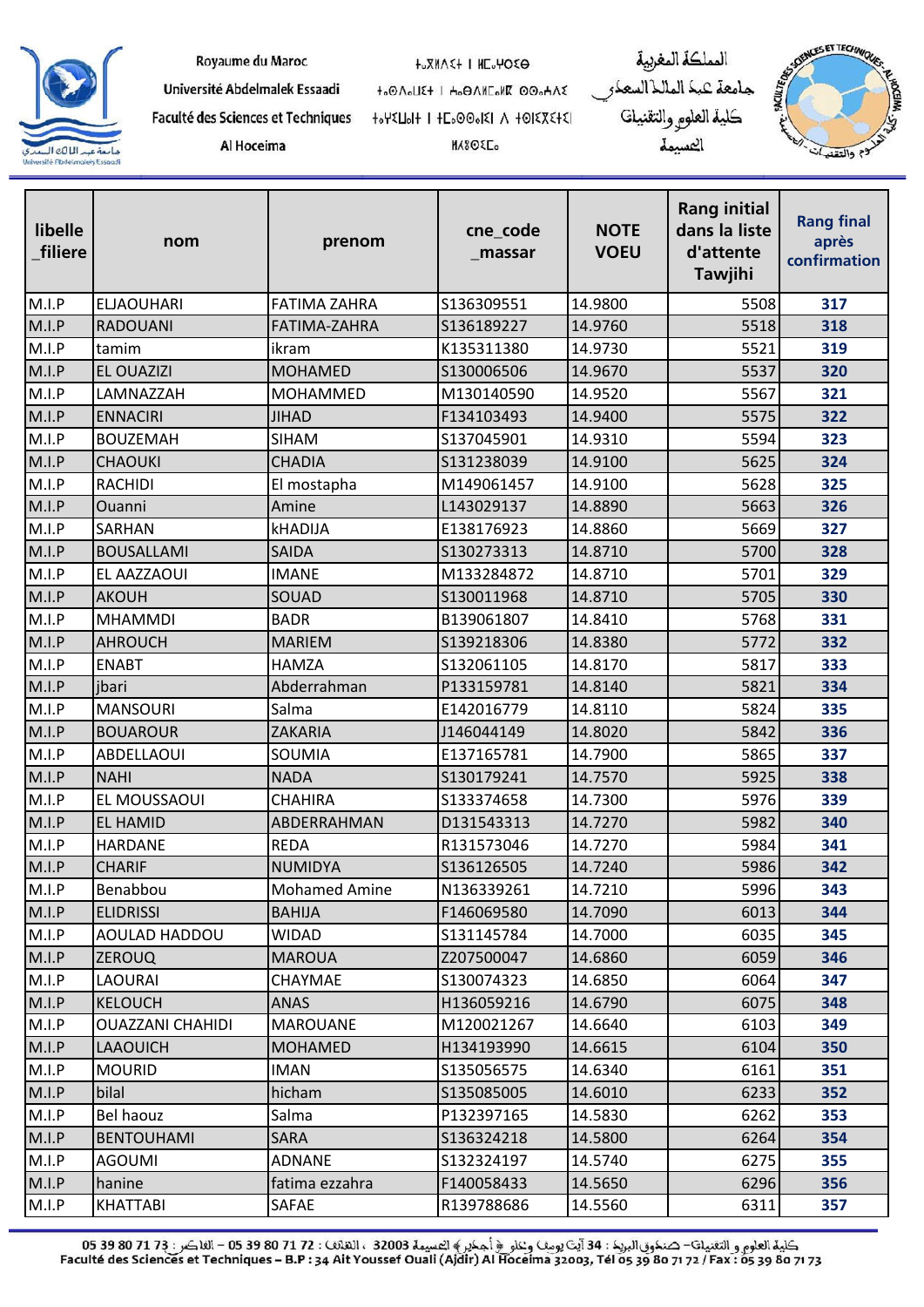Royaume du Maroc
Université Abdelmalek Essaadi
Faculté des Sciences et Techniques
Al Hoceima

ⵜⴰⴳⵍⴷⵉⵜ ⵏ ⵍⵎⵖⵔⵉⴱ
ⵜⴰⵙⴷⴰⵡⵉⵜ ⵏ ⵄⴱⴷⵍⵎⴰⵍⵉⴽ ⴰⵙⵄⴷⵉ
ⵜⴰⵖⵉⵡⴰⵏⵜ ⵏ ⵜⵎⴰⵙⵙⴰⵏⵉⵏ ⴷ ⵜⵉⵙⵏⵉⵜⵉⵏ
ⵍⵃⵓⵙⵉⵎⴰ

المملكة المغربية
جامعة عبد المالك السعدي
كلية العلوم والتقنيات
الحسيمة

| libelle_filiere | nom | prenom | cne_code_massar | NOTE VOEU | Rang initial dans la liste d'attente Tawjihi | Rang final après confirmation |
|---|---|---|---|---|---|---|
| M.I.P | ELJAOUHARI | FATIMA ZAHRA | S136309551 | 14.9800 | 5508 | 317 |
| M.I.P | RADOUANI | FATIMA-ZAHRA | S136189227 | 14.9760 | 5518 | 318 |
| M.I.P | tamim | ikram | K135311380 | 14.9730 | 5521 | 319 |
| M.I.P | EL OUAZIZI | MOHAMED | S130006506 | 14.9670 | 5537 | 320 |
| M.I.P | LAMNAZZAH | MOHAMMED | M130140590 | 14.9520 | 5567 | 321 |
| M.I.P | ENNACIRI | JIHAD | F134103493 | 14.9400 | 5575 | 322 |
| M.I.P | BOUZEMAH | SIHAM | S137045901 | 14.9310 | 5594 | 323 |
| M.I.P | CHAOUKI | CHADIA | S131238039 | 14.9100 | 5625 | 324 |
| M.I.P | RACHIDI | El mostapha | M149061457 | 14.9100 | 5628 | 325 |
| M.I.P | Ouanni | Amine | L143029137 | 14.8890 | 5663 | 326 |
| M.I.P | SARHAN | kHADIJA | E138176923 | 14.8860 | 5669 | 327 |
| M.I.P | BOUSALLAMI | SAIDA | S130273313 | 14.8710 | 5700 | 328 |
| M.I.P | EL AAZZAOUI | IMANE | M133284872 | 14.8710 | 5701 | 329 |
| M.I.P | AKOUH | SOUAD | S130011968 | 14.8710 | 5705 | 330 |
| M.I.P | MHAMMDI | BADR | B139061807 | 14.8410 | 5768 | 331 |
| M.I.P | AHROUCH | MARIEM | S139218306 | 14.8380 | 5772 | 332 |
| M.I.P | ENABT | HAMZA | S132061105 | 14.8170 | 5817 | 333 |
| M.I.P | jbari | Abderrahman | P133159781 | 14.8140 | 5821 | 334 |
| M.I.P | MANSOURI | Salma | E142016779 | 14.8110 | 5824 | 335 |
| M.I.P | BOUAROUR | ZAKARIA | J146044149 | 14.8020 | 5842 | 336 |
| M.I.P | ABDELLAOUI | SOUMIA | E137165781 | 14.7900 | 5865 | 337 |
| M.I.P | NAHI | NADA | S130179241 | 14.7570 | 5925 | 338 |
| M.I.P | EL MOUSSAOUI | CHAHIRA | S133374658 | 14.7300 | 5976 | 339 |
| M.I.P | EL HAMID | ABDERRAHMAN | D131543313 | 14.7270 | 5982 | 340 |
| M.I.P | HARDANE | REDA | R131573046 | 14.7270 | 5984 | 341 |
| M.I.P | CHARIF | NUMIDYA | S136126505 | 14.7240 | 5986 | 342 |
| M.I.P | Benabbou | Mohamed Amine | N136339261 | 14.7210 | 5996 | 343 |
| M.I.P | ELIDRISSI | BAHIJA | F146069580 | 14.7090 | 6013 | 344 |
| M.I.P | AOULAD HADDOU | WIDAD | S131145784 | 14.7000 | 6035 | 345 |
| M.I.P | ZEROUQ | MAROUA | Z207500047 | 14.6860 | 6059 | 346 |
| M.I.P | LAOURAI | CHAYMAE | S130074323 | 14.6850 | 6064 | 347 |
| M.I.P | KELOUCH | ANAS | H136059216 | 14.6790 | 6075 | 348 |
| M.I.P | OUAZZANI CHAHIDI | MAROUANE | M120021267 | 14.6640 | 6103 | 349 |
| M.I.P | LAAOUICH | MOHAMED | H134193990 | 14.6615 | 6104 | 350 |
| M.I.P | MOURID | IMAN | S135056575 | 14.6340 | 6161 | 351 |
| M.I.P | bilal | hicham | S135085005 | 14.6010 | 6233 | 352 |
| M.I.P | Bel haouz | Salma | P132397165 | 14.5830 | 6262 | 353 |
| M.I.P | BENTOUHAMI | SARA | S136324218 | 14.5800 | 6264 | 354 |
| M.I.P | AGOUMI | ADNANE | S132324197 | 14.5740 | 6275 | 355 |
| M.I.P | hanine | fatima ezzahra | F140058433 | 14.5650 | 6296 | 356 |
| M.I.P | KHATTABI | SAFAE | R139788686 | 14.5560 | 6311 | 357 |

كلية العلوم والتقنيات– صندوق البريد : 34 آيت يوسف وعلي ﴿ أجدير ﴾ الحسيمة 32003 ، الهاتف : 72 71 80 39 05 – الفاكس : 73 71 80 39 05
Faculté des Sciences et Techniques – B.P : 34 Ait Youssef Ouali (Ajdir) Al Hoceima 32003, Tél 05 39 80 71 72 / Fax : 05 39 80 71 73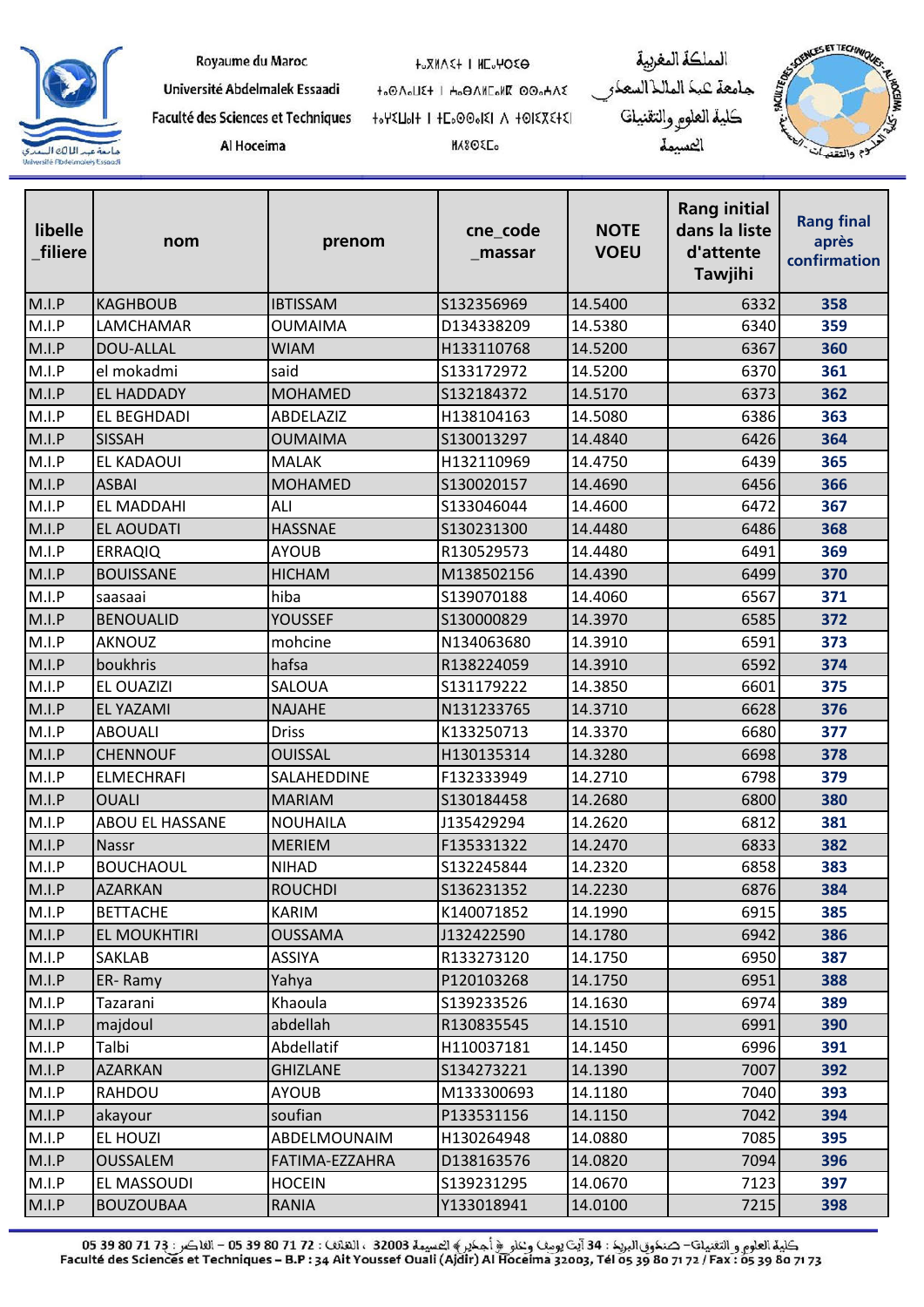Royaume du Maroc
Université Abdelmalek Essaadi
Faculté des Sciences et Techniques
Al Hoceima

المملكة المغربية
جامعة عبد المالك السعدي
كلية العلوم والتقنيات
الحسيمة

| libelle _filiere | nom | prenom | cne_code _massar | NOTE VOEU | Rang initial dans la liste d'attente Tawjihi | Rang final après confirmation |
|---|---|---|---|---|---|---|
| M.I.P | KAGHBOUB | IBTISSAM | S132356969 | 14.5400 | 6332 | 358 |
| M.I.P | LAMCHAMAR | OUMAIMA | D134338209 | 14.5380 | 6340 | 359 |
| M.I.P | DOU-ALLAL | WIAM | H133110768 | 14.5200 | 6367 | 360 |
| M.I.P | el mokadmi | said | S133172972 | 14.5200 | 6370 | 361 |
| M.I.P | EL HADDADY | MOHAMED | S132184372 | 14.5170 | 6373 | 362 |
| M.I.P | EL BEGHDADI | ABDELAZIZ | H138104163 | 14.5080 | 6386 | 363 |
| M.I.P | SISSAH | OUMAIMA | S130013297 | 14.4840 | 6426 | 364 |
| M.I.P | EL KADAOUI | MALAK | H132110969 | 14.4750 | 6439 | 365 |
| M.I.P | ASBAI | MOHAMED | S130020157 | 14.4690 | 6456 | 366 |
| M.I.P | EL MADDAHI | ALI | S133046044 | 14.4600 | 6472 | 367 |
| M.I.P | EL AOUDATI | HASSNAE | S130231300 | 14.4480 | 6486 | 368 |
| M.I.P | ERRAQIQ | AYOUB | R130529573 | 14.4480 | 6491 | 369 |
| M.I.P | BOUISSANE | HICHAM | M138502156 | 14.4390 | 6499 | 370 |
| M.I.P | saasaai | hiba | S139070188 | 14.4060 | 6567 | 371 |
| M.I.P | BENOUALID | YOUSSEF | S130000829 | 14.3970 | 6585 | 372 |
| M.I.P | AKNOUZ | mohcine | N134063680 | 14.3910 | 6591 | 373 |
| M.I.P | boukhris | hafsa | R138224059 | 14.3910 | 6592 | 374 |
| M.I.P | EL OUAZIZI | SALOUA | S131179222 | 14.3850 | 6601 | 375 |
| M.I.P | EL YAZAMI | NAJAHE | N131233765 | 14.3710 | 6628 | 376 |
| M.I.P | ABOUALI | Driss | K133250713 | 14.3370 | 6680 | 377 |
| M.I.P | CHENNOUF | OUISSAL | H130135314 | 14.3280 | 6698 | 378 |
| M.I.P | ELMECHRAFI | SALAHEDDINE | F132333949 | 14.2710 | 6798 | 379 |
| M.I.P | OUALI | MARIAM | S130184458 | 14.2680 | 6800 | 380 |
| M.I.P | ABOU EL HASSANE | NOUHAILA | J135429294 | 14.2620 | 6812 | 381 |
| M.I.P | Nassr | MERIEM | F135331322 | 14.2470 | 6833 | 382 |
| M.I.P | BOUCHAOUL | NIHAD | S132245844 | 14.2320 | 6858 | 383 |
| M.I.P | AZARKAN | ROUCHDI | S136231352 | 14.2230 | 6876 | 384 |
| M.I.P | BETTACHE | KARIM | K140071852 | 14.1990 | 6915 | 385 |
| M.I.P | EL MOUKHTIRI | OUSSAMA | J132422590 | 14.1780 | 6942 | 386 |
| M.I.P | SAKLAB | ASSIYA | R133273120 | 14.1750 | 6950 | 387 |
| M.I.P | ER- Ramy | Yahya | P120103268 | 14.1750 | 6951 | 388 |
| M.I.P | Tazarani | Khaoula | S139233526 | 14.1630 | 6974 | 389 |
| M.I.P | majdoul | abdellah | R130835545 | 14.1510 | 6991 | 390 |
| M.I.P | Talbi | Abdellatif | H110037181 | 14.1450 | 6996 | 391 |
| M.I.P | AZARKAN | GHIZLANE | S134273221 | 14.1390 | 7007 | 392 |
| M.I.P | RAHDOU | AYOUB | M133300693 | 14.1180 | 7040 | 393 |
| M.I.P | akayour | soufian | P133531156 | 14.1150 | 7042 | 394 |
| M.I.P | EL HOUZI | ABDELMOUNAIM | H130264948 | 14.0880 | 7085 | 395 |
| M.I.P | OUSSALEM | FATIMA-EZZAHRA | D138163576 | 14.0820 | 7094 | 396 |
| M.I.P | EL MASSOUDI | HOCEIN | S139231295 | 14.0670 | 7123 | 397 |
| M.I.P | BOUZOUBAA | RANIA | Y133018941 | 14.0100 | 7215 | 398 |

كلية العلوم والتقنيات – صندوق البريد : 34 آيت يوسف وعلي أجدير الحسيمة 32003 ، الهاتف : 72 71 80 39 05 – الفاكس : 73 71 80 39 05
Faculté des Sciences et Techniques – B.P : 34 Ait Youssef Ouali (Ajdir) Al Hoceima 32003, Tél 05 39 80 71 72 / Fax : 05 39 80 71 73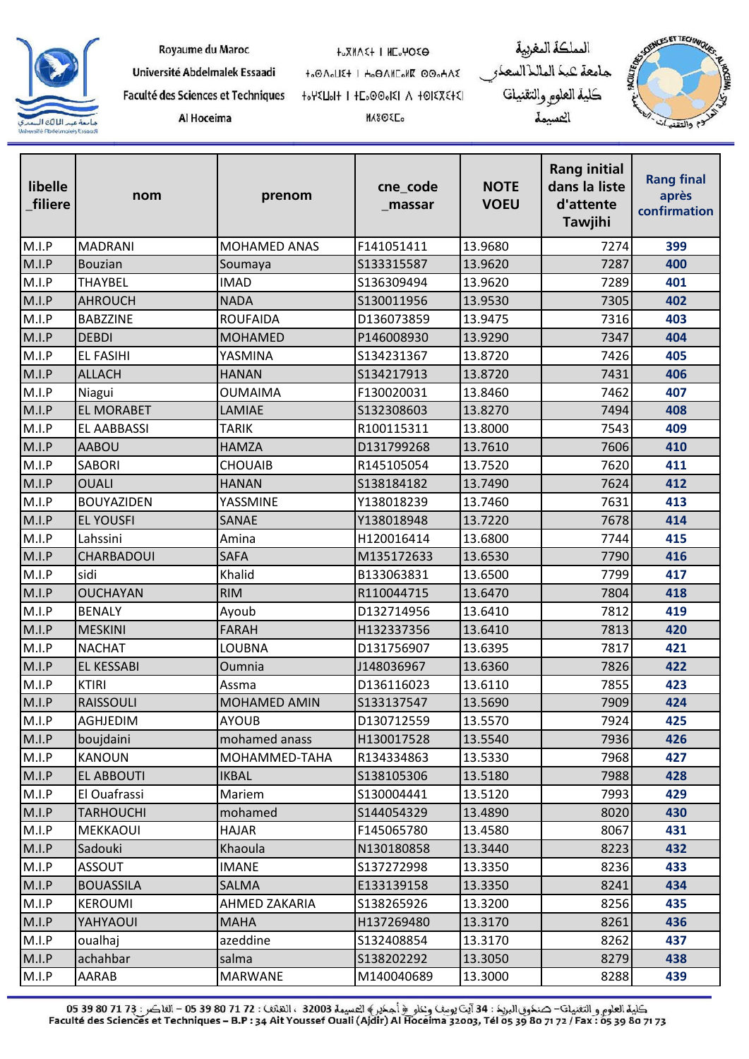| libelle _filiere | nom | prenom | cne_code _massar | NOTE VOEU | Rang initial dans la liste d'attente Tawjihi | Rang final après confirmation |
|---|---|---|---|---|---|---|
| M.I.P | MADRANI | MOHAMED ANAS | F141051411 | 13.9680 | 7274 | 399 |
| M.I.P | Bouzian | Soumaya | S133315587 | 13.9620 | 7287 | 400 |
| M.I.P | THAYBEL | IMAD | S136309494 | 13.9620 | 7289 | 401 |
| M.I.P | AHROUCH | NADA | S130011956 | 13.9530 | 7305 | 402 |
| M.I.P | BABZZINE | ROUFAIDA | D136073859 | 13.9475 | 7316 | 403 |
| M.I.P | DEBDI | MOHAMED | P146008930 | 13.9290 | 7347 | 404 |
| M.I.P | EL FASIHI | YASMINA | S134231367 | 13.8720 | 7426 | 405 |
| M.I.P | ALLACH | HANAN | S134217913 | 13.8720 | 7431 | 406 |
| M.I.P | Niagui | OUMAIMA | F130020031 | 13.8460 | 7462 | 407 |
| M.I.P | EL MORABET | LAMIAE | S132308603 | 13.8270 | 7494 | 408 |
| M.I.P | EL AABBASSI | TARIK | R100115311 | 13.8000 | 7543 | 409 |
| M.I.P | AABOU | HAMZA | D131799268 | 13.7610 | 7606 | 410 |
| M.I.P | SABORI | CHOUAIB | R145105054 | 13.7520 | 7620 | 411 |
| M.I.P | OUALI | HANAN | S138184182 | 13.7490 | 7624 | 412 |
| M.I.P | BOUYAZIDEN | YASSMINE | Y138018239 | 13.7460 | 7631 | 413 |
| M.I.P | EL YOUSFI | SANAE | Y138018948 | 13.7220 | 7678 | 414 |
| M.I.P | Lahssini | Amina | H120016414 | 13.6800 | 7744 | 415 |
| M.I.P | CHARBADOUI | SAFA | M135172633 | 13.6530 | 7790 | 416 |
| M.I.P | sidi | Khalid | B133063831 | 13.6500 | 7799 | 417 |
| M.I.P | OUCHAYAN | RIM | R110044715 | 13.6470 | 7804 | 418 |
| M.I.P | BENALY | Ayoub | D132714956 | 13.6410 | 7812 | 419 |
| M.I.P | MESKINI | FARAH | H132337356 | 13.6410 | 7813 | 420 |
| M.I.P | NACHAT | LOUBNA | D131756907 | 13.6395 | 7817 | 421 |
| M.I.P | EL KESSABI | Oumnia | J148036967 | 13.6360 | 7826 | 422 |
| M.I.P | KTIRI | Assma | D136116023 | 13.6110 | 7855 | 423 |
| M.I.P | RAISSOULI | MOHAMED AMIN | S133137547 | 13.5690 | 7909 | 424 |
| M.I.P | AGHJEDIM | AYOUB | D130712559 | 13.5570 | 7924 | 425 |
| M.I.P | boujdaini | mohamed anass | H130017528 | 13.5540 | 7936 | 426 |
| M.I.P | KANOUN | MOHAMMED-TAHA | R134334863 | 13.5330 | 7968 | 427 |
| M.I.P | EL ABBOUTI | IKBAL | S138105306 | 13.5180 | 7988 | 428 |
| M.I.P | El Ouafrassi | Mariem | S130004441 | 13.5120 | 7993 | 429 |
| M.I.P | TARHOUCHI | mohamed | S144054329 | 13.4890 | 8020 | 430 |
| M.I.P | MEKKAOUI | HAJAR | F145065780 | 13.4580 | 8067 | 431 |
| M.I.P | Sadouki | Khaoula | N130180858 | 13.3440 | 8223 | 432 |
| M.I.P | ASSOUT | IMANE | S137272998 | 13.3350 | 8236 | 433 |
| M.I.P | BOUASSILA | SALMA | E133139158 | 13.3350 | 8241 | 434 |
| M.I.P | KEROUMI | AHMED ZAKARIA | S138265926 | 13.3200 | 8256 | 435 |
| M.I.P | YAHYAOUI | MAHA | H137269480 | 13.3170 | 8261 | 436 |
| M.I.P | oualhaj | azeddine | S132408854 | 13.3170 | 8262 | 437 |
| M.I.P | achahbar | salma | S138202292 | 13.3050 | 8279 | 438 |
| M.I.P | AARAB | MARWANE | M140040689 | 13.3000 | 8288 | 439 |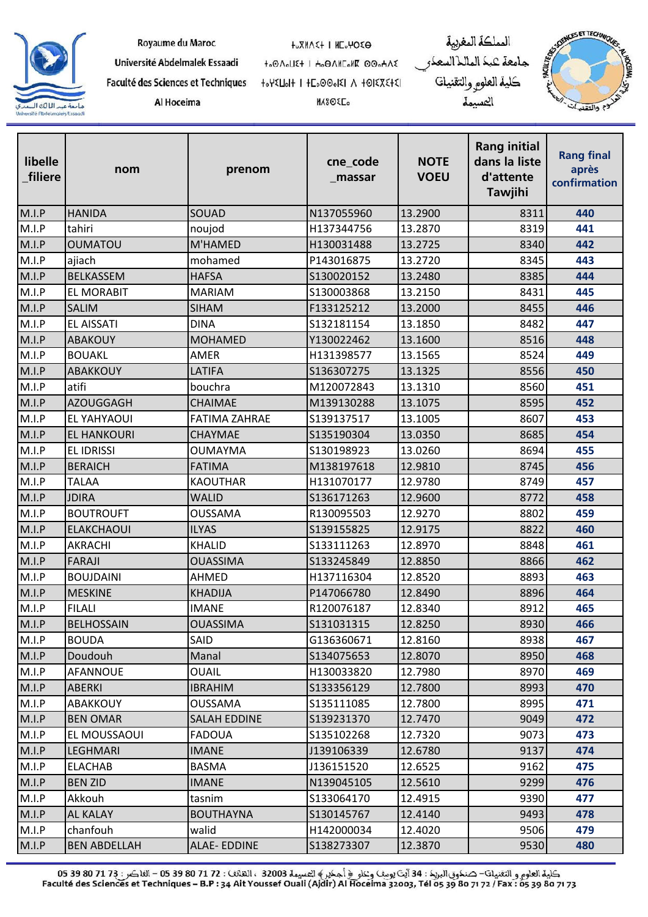| libelle _filiere | nom | prenom | cne_code _massar | NOTE VOEU | Rang initial dans la liste d'attente Tawjihi | Rang final après confirmation |
|---|---|---|---|---|---|---|
| M.I.P | HANIDA | SOUAD | N137055960 | 13.2900 | 8311 | 440 |
| M.I.P | tahiri | noujod | H137344756 | 13.2870 | 8319 | 441 |
| M.I.P | OUMATOU | M'HAMED | H130031488 | 13.2725 | 8340 | 442 |
| M.I.P | ajiach | mohamed | P143016875 | 13.2720 | 8345 | 443 |
| M.I.P | BELKASSEM | HAFSA | S130020152 | 13.2480 | 8385 | 444 |
| M.I.P | EL MORABIT | MARIAM | S130003868 | 13.2150 | 8431 | 445 |
| M.I.P | SALIM | SIHAM | F133125212 | 13.2000 | 8455 | 446 |
| M.I.P | EL AISSATI | DINA | S132181154 | 13.1850 | 8482 | 447 |
| M.I.P | ABAKOUY | MOHAMED | Y130022462 | 13.1600 | 8516 | 448 |
| M.I.P | BOUAKL | AMER | H131398577 | 13.1565 | 8524 | 449 |
| M.I.P | ABAKKOUY | LATIFA | S136307275 | 13.1325 | 8556 | 450 |
| M.I.P | atifi | bouchra | M120072843 | 13.1310 | 8560 | 451 |
| M.I.P | AZOUGGAGH | CHAIMAE | M139130288 | 13.1075 | 8595 | 452 |
| M.I.P | EL YAHYAOUI | FATIMA ZAHRAE | S139137517 | 13.1005 | 8607 | 453 |
| M.I.P | EL HANKOURI | CHAYMAE | S135190304 | 13.0350 | 8685 | 454 |
| M.I.P | EL IDRISSI | OUMAYMA | S130198923 | 13.0260 | 8694 | 455 |
| M.I.P | BERAICH | FATIMA | M138197618 | 12.9810 | 8745 | 456 |
| M.I.P | TALAA | KAOUTHAR | H131070177 | 12.9780 | 8749 | 457 |
| M.I.P | JDIRA | WALID | S136171263 | 12.9600 | 8772 | 458 |
| M.I.P | BOUTROUFT | OUSSAMA | R130095503 | 12.9270 | 8802 | 459 |
| M.I.P | ELAKCHAOUI | ILYAS | S139155825 | 12.9175 | 8822 | 460 |
| M.I.P | AKRACHI | KHALID | S133111263 | 12.8970 | 8848 | 461 |
| M.I.P | FARAJI | OUASSIMA | S133245849 | 12.8850 | 8866 | 462 |
| M.I.P | BOUJDAINI | AHMED | H137116304 | 12.8520 | 8893 | 463 |
| M.I.P | MESKINE | KHADIJA | P147066780 | 12.8490 | 8896 | 464 |
| M.I.P | FILALI | IMANE | R120076187 | 12.8340 | 8912 | 465 |
| M.I.P | BELHOSSAIN | OUASSIMA | S131031315 | 12.8250 | 8930 | 466 |
| M.I.P | BOUDA | SAID | G136360671 | 12.8160 | 8938 | 467 |
| M.I.P | Doudouh | Manal | S134075653 | 12.8070 | 8950 | 468 |
| M.I.P | AFANNOUE | OUAIL | H130033820 | 12.7980 | 8970 | 469 |
| M.I.P | ABERKI | IBRAHIM | S133356129 | 12.7800 | 8993 | 470 |
| M.I.P | ABAKKOUY | OUSSAMA | S135111085 | 12.7800 | 8995 | 471 |
| M.I.P | BEN OMAR | SALAH EDDINE | S139231370 | 12.7470 | 9049 | 472 |
| M.I.P | EL MOUSSAOUI | FADOUA | S135102268 | 12.7320 | 9073 | 473 |
| M.I.P | LEGHMARI | IMANE | J139106339 | 12.6780 | 9137 | 474 |
| M.I.P | ELACHAB | BASMA | J136151520 | 12.6525 | 9162 | 475 |
| M.I.P | BEN ZID | IMANE | N139045105 | 12.5610 | 9299 | 476 |
| M.I.P | Akkouh | tasnim | S133064170 | 12.4915 | 9390 | 477 |
| M.I.P | AL KALAY | BOUTHAYNA | S130145767 | 12.4140 | 9493 | 478 |
| M.I.P | chanfouh | walid | H142000034 | 12.4020 | 9506 | 479 |
| M.I.P | BEN ABDELLAH | ALAE- EDDINE | S138273307 | 12.3870 | 9530 | 480 |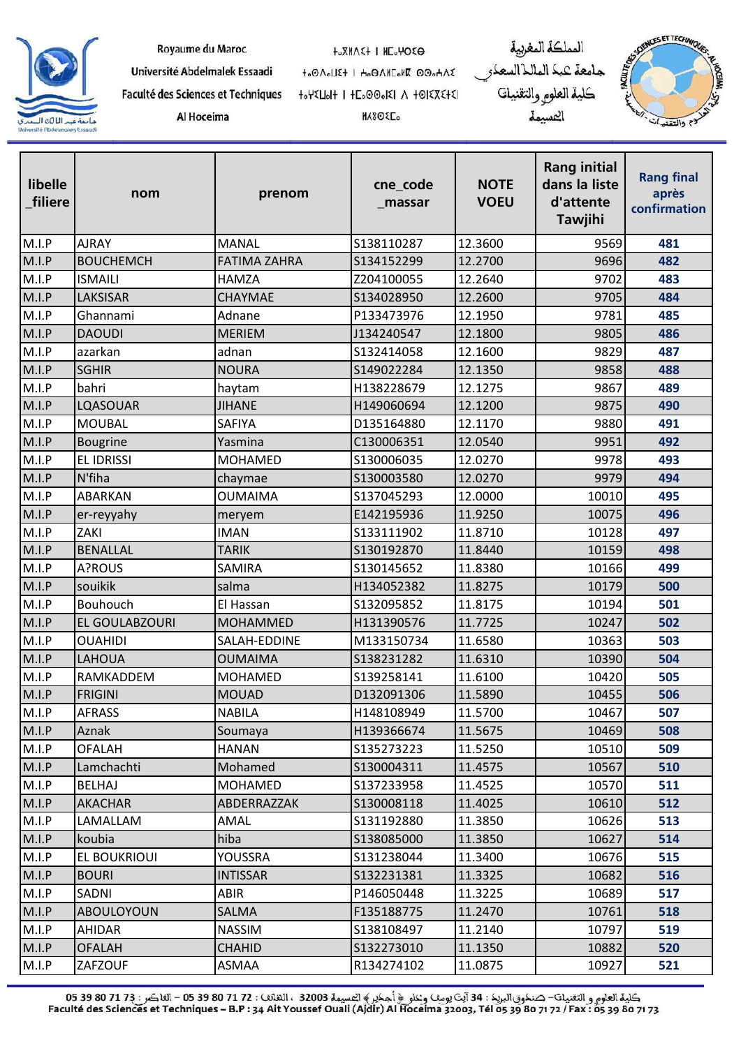Royaume du Maroc
Université Abdelmalek Essaadi
Faculté des Sciences et Techniques
Al Hoceima

ⵜⴰⴳⵍⴷⵉⵜ ⵏ ⵍⵎⵖⵔⵉⴱ
ⵜⴰⵙⴷⴰⵡⵉⵜ ⵏ ⵄⴱⴷⵍⵎⴰⵍⴽ ⴰⵙⵄⴷⵉ
ⵜⴰⵙⵎⵔⴰⵙⵜ ⵏ ⵜⵎⴰⵙⵙⴰⵏⵉⵏ ⴷ ⵜⵉⵙⴽⵏⵉⵡⵉⵏ
ⵍⵃⵓⵙⵉⵎⴰ

المملكة المغربية
جامعة عبد المالك السعدي
كلية العلوم والتقنيات
الحسيمة

| libelle _filiere | nom | prenom | cne_code _massar | NOTE VOEU | Rang initial dans la liste d'attente Tawjihi | Rang final après confirmation |
|---|---|---|---|---|---|---|
| M.I.P | AJRAY | MANAL | S138110287 | 12.3600 | 9569 | 481 |
| M.I.P | BOUCHEMCH | FATIMA ZAHRA | S134152299 | 12.2700 | 9696 | 482 |
| M.I.P | ISMAILI | HAMZA | Z204100055 | 12.2640 | 9702 | 483 |
| M.I.P | LAKSISAR | CHAYMAE | S134028950 | 12.2600 | 9705 | 484 |
| M.I.P | Ghannami | Adnane | P133473976 | 12.1950 | 9781 | 485 |
| M.I.P | DAOUDI | MERIEM | J134240547 | 12.1800 | 9805 | 486 |
| M.I.P | azarkan | adnan | S132414058 | 12.1600 | 9829 | 487 |
| M.I.P | SGHIR | NOURA | S149022284 | 12.1350 | 9858 | 488 |
| M.I.P | bahri | haytam | H138228679 | 12.1275 | 9867 | 489 |
| M.I.P | LQASOUAR | JIHANE | H149060694 | 12.1200 | 9875 | 490 |
| M.I.P | MOUBAL | SAFIYA | D135164880 | 12.1170 | 9880 | 491 |
| M.I.P | Bougrine | Yasmina | C130006351 | 12.0540 | 9951 | 492 |
| M.I.P | EL IDRISSI | MOHAMED | S130006035 | 12.0270 | 9978 | 493 |
| M.I.P | N'fiha | chaymae | S130003580 | 12.0270 | 9979 | 494 |
| M.I.P | ABARKAN | OUMAIMA | S137045293 | 12.0000 | 10010 | 495 |
| M.I.P | er-reyyahy | meryem | E142195936 | 11.9250 | 10075 | 496 |
| M.I.P | ZAKI | IMAN | S133111902 | 11.8710 | 10128 | 497 |
| M.I.P | BENALLAL | TARIK | S130192870 | 11.8440 | 10159 | 498 |
| M.I.P | A?ROUS | SAMIRA | S130145652 | 11.8380 | 10166 | 499 |
| M.I.P | souikik | salma | H134052382 | 11.8275 | 10179 | 500 |
| M.I.P | Bouhouch | El Hassan | S132095852 | 11.8175 | 10194 | 501 |
| M.I.P | EL GOULABZOURI | MOHAMMED | H131390576 | 11.7725 | 10247 | 502 |
| M.I.P | OUAHIDI | SALAH-EDDINE | M133150734 | 11.6580 | 10363 | 503 |
| M.I.P | LAHOUA | OUMAIMA | S138231282 | 11.6310 | 10390 | 504 |
| M.I.P | RAMKADDEM | MOHAMED | S139258141 | 11.6100 | 10420 | 505 |
| M.I.P | FRIGINI | MOUAD | D132091306 | 11.5890 | 10455 | 506 |
| M.I.P | AFRASS | NABILA | H148108949 | 11.5700 | 10467 | 507 |
| M.I.P | Aznak | Soumaya | H139366674 | 11.5675 | 10469 | 508 |
| M.I.P | OFALAH | HANAN | S135273223 | 11.5250 | 10510 | 509 |
| M.I.P | Lamchachti | Mohamed | S130004311 | 11.4575 | 10567 | 510 |
| M.I.P | BELHAJ | MOHAMED | S137233958 | 11.4525 | 10570 | 511 |
| M.I.P | AKACHAR | ABDERRAZZAK | S130008118 | 11.4025 | 10610 | 512 |
| M.I.P | LAMALLAM | AMAL | S131192880 | 11.3850 | 10626 | 513 |
| M.I.P | koubia | hiba | S138085000 | 11.3850 | 10627 | 514 |
| M.I.P | EL BOUKRIOUI | YOUSSRA | S131238044 | 11.3400 | 10676 | 515 |
| M.I.P | BOURI | INTISSAR | S132231381 | 11.3325 | 10682 | 516 |
| M.I.P | SADNI | ABIR | P146050448 | 11.3225 | 10689 | 517 |
| M.I.P | ABOULOYOUN | SALMA | F135188775 | 11.2470 | 10761 | 518 |
| M.I.P | AHIDAR | NASSIM | S138108497 | 11.2140 | 10797 | 519 |
| M.I.P | OFALAH | CHAHID | S132273010 | 11.1350 | 10882 | 520 |
| M.I.P | ZAFZOUF | ASMAA | R134274102 | 11.0875 | 10927 | 521 |

كلية العلوم والتقنيات– صندوق البريد : 34 آيت يوسف وعلي – أجدير الحسيمة 32003 ، الهاتف : 72 71 80 39 05 – الفاكس : 73 71 80 39 05
Faculté des Sciences et Techniques – B.P : 34 Ait Youssef Ouali (Ajdir) Al Hoceima 32003, Tél 05 39 80 71 72 / Fax : 05 39 80 71 73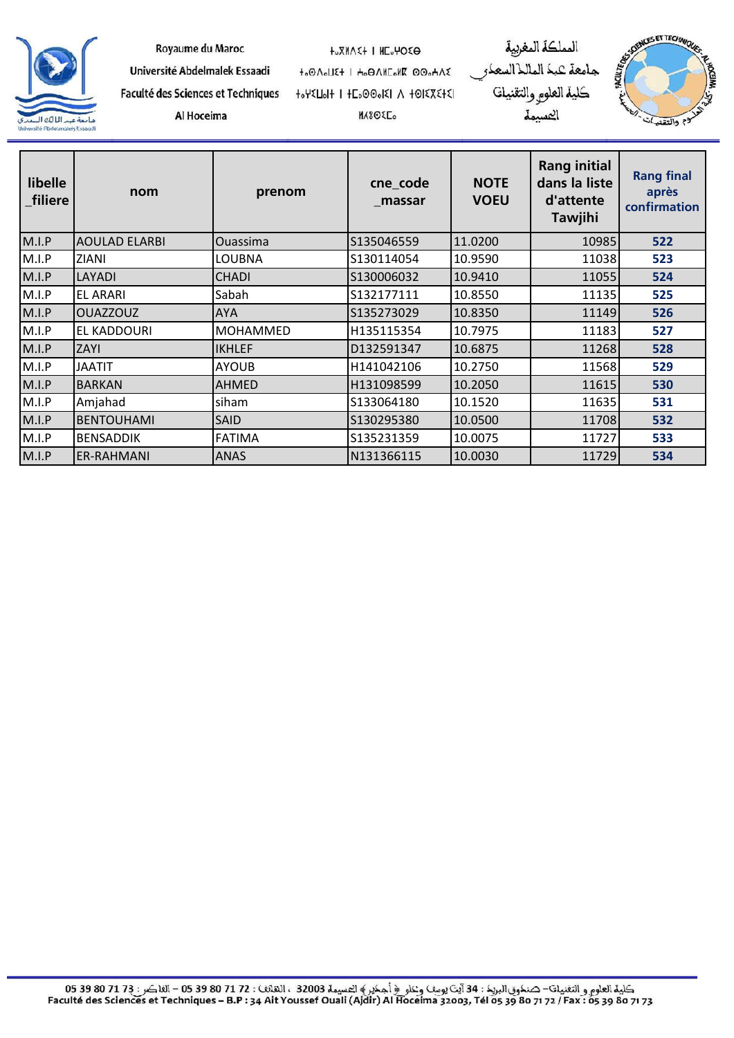| libelle _filiere | nom | prenom | cne_code _massar | NOTE VOEU | Rang initial dans la liste d'attente Tawjihi | Rang final après confirmation |
|---|---|---|---|---|---|---|
| M.I.P | AOULAD ELARBI | Ouassima | S135046559 | 11.0200 | 10985 | 522 |
| M.I.P | ZIANI | LOUBNA | S130114054 | 10.9590 | 11038 | 523 |
| M.I.P | LAYADI | CHADI | S130006032 | 10.9410 | 11055 | 524 |
| M.I.P | EL ARARI | Sabah | S132177111 | 10.8550 | 11135 | 525 |
| M.I.P | OUAZZOUZ | AYA | S135273029 | 10.8350 | 11149 | 526 |
| M.I.P | EL KADDOURI | MOHAMMED | H135115354 | 10.7975 | 11183 | 527 |
| M.I.P | ZAYI | IKHLEF | D132591347 | 10.6875 | 11268 | 528 |
| M.I.P | JAATIT | AYOUB | H141042106 | 10.2750 | 11568 | 529 |
| M.I.P | BARKAN | AHMED | H131098599 | 10.2050 | 11615 | 530 |
| M.I.P | Amjahad | siham | S133064180 | 10.1520 | 11635 | 531 |
| M.I.P | BENTOUHAMI | SAID | S130295380 | 10.0500 | 11708 | 532 |
| M.I.P | BENSADDIK | FATIMA | S135231359 | 10.0075 | 11727 | 533 |
| M.I.P | ER-RAHMANI | ANAS | N131366115 | 10.0030 | 11729 | 534 |